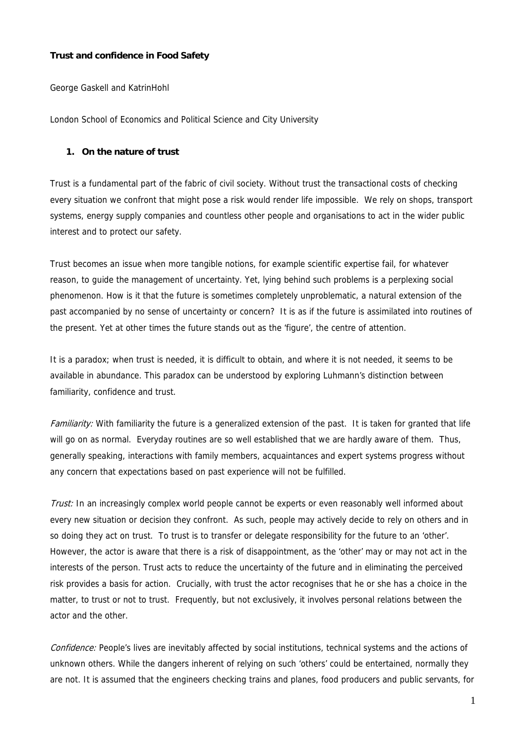**Trust and confidence in Food Safety**

George Gaskell and KatrinHohl

London School of Economics and Political Science and City University

## 1. On the nature of trust

Trust is a fundamental part of the fabric of civil society. Without trust the transactional costs of checking every situation we confront that might pose a risk would render life impossible. We rely on shops, transport systems, energy supply companies and countless other people and organisations to act in the wider public interest and to protect our safety.

Trust becomes an issue when more tangible notions, for example scientific expertise fail, for whatever reason, to guide the management of uncertainty. Yet, lying behind such problems is a perplexing social phenomenon. How is it that the future is sometimes completely unproblematic, a natural extension of the past accompanied by no sense of uncertainty or concern? It is as if the future is assimilated into routines of the present. Yet at other times the future stands out as the 'figure', the centre of attention.

It is a paradox; when trust is needed, it is difficult to obtain, and where it is not needed, it seems to be available in abundance. This paradox can be understood by exploring Luhmann's distinction between familiarity, confidence and trust.

*Familiarity:* With familiarity the future is a generalized extension of the past. It is taken for granted that life will go on as normal. Everyday routines are so well established that we are hardly aware of them. Thus, generally speaking, interactions with family members, acquaintances and expert systems progress without any concern that expectations based on past experience will not be fulfilled.

*Trust:* In an increasingly complex world people cannot be experts or even reasonably well informed about every new situation or decision they confront. As such, people may actively decide to rely on others and in so doing they act on trust. To trust is to transfer or delegate responsibility for the future to an 'other'. However, the actor is aware that there is a risk of disappointment, as the 'other' may or may not act in the interests of the person. Trust acts to reduce the uncertainty of the future and in eliminating the perceived risk provides a basis for action. Crucially, with trust the actor recognises that he or she has a choice in the matter, to trust or not to trust. Frequently, but not exclusively, it involves personal relations between the actor and the other.

*Confidence:* People's lives are inevitably affected by social institutions, technical systems and the actions of unknown others. While the dangers inherent of relying on such 'others' could be entertained, normally they are not. It is assumed that the engineers checking trains and planes, food producers and public servants, for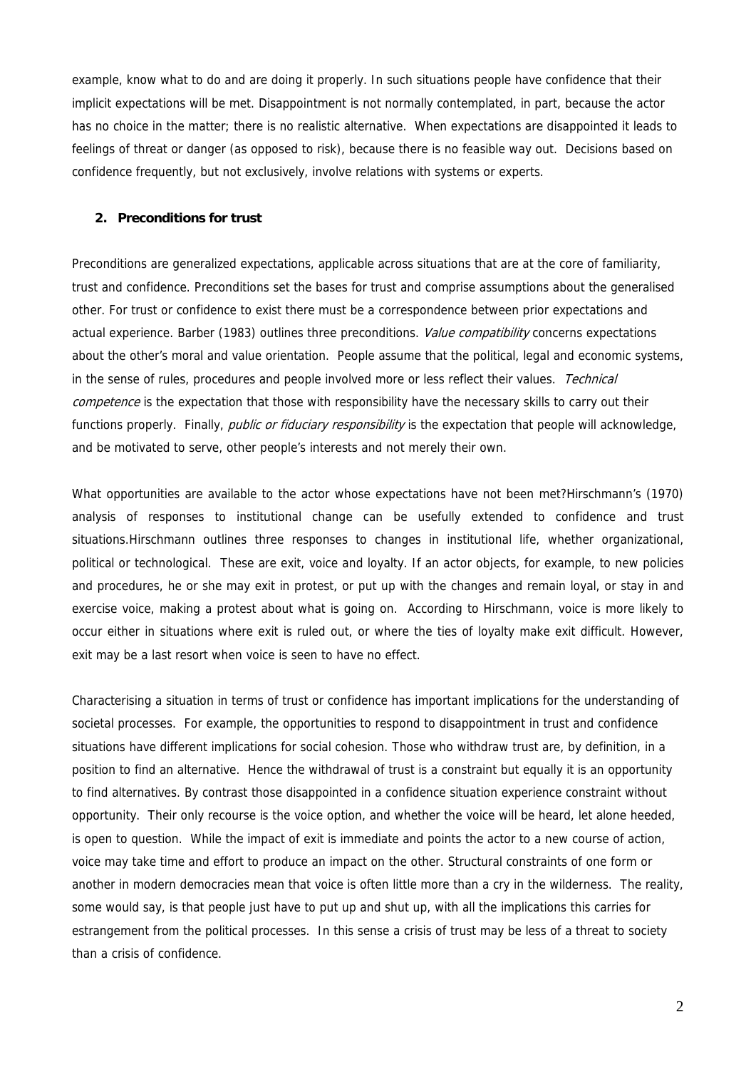example, know what to do and are doing it properly. In such situations people have confidence that their implicit expectations will be met. Disappointment is not normally contemplated, in part, because the actor has no choice in the matter; there is no realistic alternative. When expectations are disappointed it leads to feelings of threat or danger (as opposed to risk), because there is no feasible way out. Decisions based on confidence frequently, but not exclusively, involve relations with systems or experts.

## 2. Preconditions for trust

Preconditions are generalized expectations, applicable across situations that are at the core of familiarity, trust and confidence. Preconditions set the bases for trust and comprise assumptions about the generalised other. For trust or confidence to exist there must be a correspondence between prior expectations and actual experience. Barber (1983) outlines three preconditions. *Value compatibility* concerns expectations about the other's moral and value orientation. People assume that the political, legal and economic systems, in the sense of rules, procedures and people involved more or less reflect their values. *Technical competence* is the expectation that those with responsibility have the necessary skills to carry out their functions properly. Finally, *public or fiduciary responsibility* is the expectation that people will acknowledge, and be motivated to serve, other people's interests and not merely their own.

What opportunities are available to the actor whose expectations have not been met?Hirschmann's (1970) analysis of responses to institutional change can be usefully extended to confidence and trust situations.Hirschmann outlines three responses to changes in institutional life, whether organizational, political or technological. These are exit, voice and loyalty. If an actor objects, for example, to new policies and procedures, he or she may exit in protest, or put up with the changes and remain loyal, or stay in and exercise voice, making a protest about what is going on. According to Hirschmann, voice is more likely to occur either in situations where exit is ruled out, or where the ties of loyalty make exit difficult. However, exit may be a last resort when voice is seen to have no effect.

Characterising a situation in terms of trust or confidence has important implications for the understanding of societal processes. For example, the opportunities to respond to disappointment in trust and confidence situations have different implications for social cohesion. Those who withdraw trust are, by definition, in a position to find an alternative. Hence the withdrawal of trust is a constraint but equally it is an opportunity to find alternatives. By contrast those disappointed in a confidence situation experience constraint without opportunity. Their only recourse is the voice option, and whether the voice will be heard, let alone heeded, is open to question. While the impact of exit is immediate and points the actor to a new course of action, voice may take time and effort to produce an impact on the other. Structural constraints of one form or another in modern democracies mean that voice is often little more than a cry in the wilderness. The reality, some would say, is that people just have to put up and shut up, with all the implications this carries for estrangement from the political processes. In this sense a crisis of trust may be less of a threat to society than a crisis of confidence.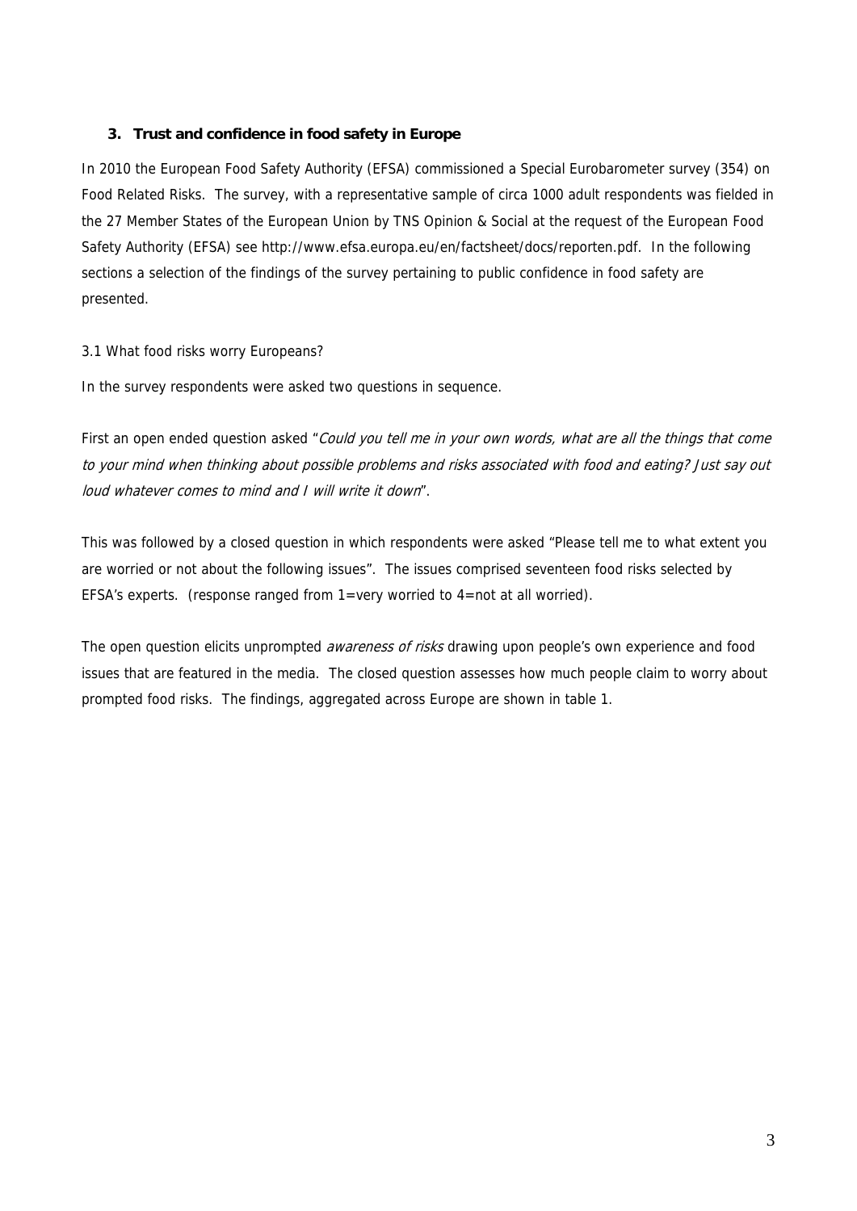## 3. Trust and confidence in food safety in Europe

In 2010 the European Food Safety Authority (EFSA) commissioned a Special Eurobarometer survey (354) on Food Related Risks. The survey, with a representative sample of circa 1000 adult respondents was fielded in the 27 Member States of the European Union by TNS Opinion & Social at the request of the European Food Safety Authority (EFSA) see http://www.efsa.europa.eu/en/factsheet/docs/reporten.pdf. In the following sections a selection of the findings of the survey pertaining to public confidence in food safety are presented.

### 3.1 What food risks worry Europeans?

In the survey respondents were asked two questions in sequence.

First an open ended question asked "*Could you tell me in your own words, what are all the things that come to your mind when thinking about possible problems and risks associated with food and eating? Just say out loud whatever comes to mind and I will write it down*".

This was followed by a closed question in which respondents were asked "Please tell me to what extent you are worried or not about the following issues". The issues comprised seventeen food risks selected by EFSA's experts. (response ranged from 1=very worried to 4=not at all worried).

The open question elicits unprompted *awareness of risks* drawing upon people's own experience and food issues that are featured in the media. The closed question assesses how much people claim to worry about prompted food risks. The findings, aggregated across Europe are shown in table 1.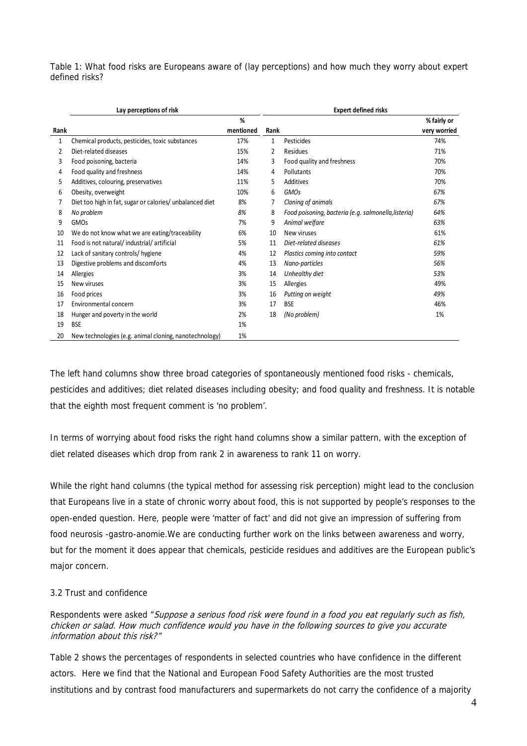Table 1: What food risks are Europeans aware of (lay perceptions) and how much they worry about expert defined risks?

| | **Lay perceptions of risk** | | | **Expert defined risks** | |
|---|---|---|---|---|---|
| **Rank** | | **% mentioned** | **Rank** | | **% fairly or very worried** |
| 1 | Chemical products, pesticides, toxic substances | 17% | 1 | Pesticides | 74% |
| 2 | Diet-related diseases | 15% | 2 | Residues | 71% |
| 3 | Food poisoning, bacteria | 14% | 3 | Food quality and freshness | 70% |
| 4 | Food quality and freshness | 14% | 4 | Pollutants | 70% |
| 5 | Additives, colouring, preservatives | 11% | 5 | Additives | 70% |
| 6 | Obesity, overweight | 10% | 6 | *GMOs* | *67%* |
| 7 | Diet too high in fat, sugar or calories/ unbalanced diet | 8% | 7 | *Cloning of animals* | *67%* |
| 8 | *No problem* | *8%* | 8 | *Food poisoning, bacteria (e.g. salmonella,listeria)* | *64%* |
| 9 | GMOs | 7% | 9 | *Animal welfare* | *63%* |
| 10 | We do not know what we are eating/traceability | 6% | 10 | New viruses | 61% |
| 11 | Food is not natural/ industrial/ artificial | 5% | 11 | *Diet-related diseases* | *61%* |
| 12 | Lack of sanitary controls/ hygiene | 4% | 12 | *Plastics coming into contact* | *59%* |
| 13 | Digestive problems and discomforts | 4% | 13 | *Nano-particles* | *56%* |
| 14 | Allergies | 3% | 14 | *Unhealthy diet* | *53%* |
| 15 | New viruses | 3% | 15 | Allergies | 49% |
| 16 | Food prices | 3% | 16 | *Putting on weight* | *49%* |
| 17 | Environmental concern | 3% | 17 | BSE | 46% |
| 18 | Hunger and poverty in the world | 2% | 18 | *(No problem)* | 1% |
| 19 | BSE | 1% | | | |
| 20 | New technologies (e.g. animal cloning, nanotechnology) | 1% | | | |

The left hand columns show three broad categories of spontaneously mentioned food risks - chemicals, pesticides and additives; diet related diseases including obesity; and food quality and freshness. It is notable that the eighth most frequent comment is 'no problem'.

In terms of worrying about food risks the right hand columns show a similar pattern, with the exception of diet related diseases which drop from rank 2 in awareness to rank 11 on worry.

While the right hand columns (the typical method for assessing risk perception) might lead to the conclusion that Europeans live in a state of chronic worry about food, this is not supported by people's responses to the open-ended question. Here, people were 'matter of fact' and did not give an impression of suffering from food neurosis -gastro-anomie.We are conducting further work on the links between awareness and worry, but for the moment it does appear that chemicals, pesticide residues and additives are the European public's major concern.

### 3.2 Trust and confidence

Respondents were asked "*Suppose a serious food risk were found in a food you eat regularly such as fish, chicken or salad. How much confidence would you have in the following sources to give you accurate information about this risk?*"

Table 2 shows the percentages of respondents in selected countries who have confidence in the different actors. Here we find that the National and European Food Safety Authorities are the most trusted institutions and by contrast food manufacturers and supermarkets do not carry the confidence of a majority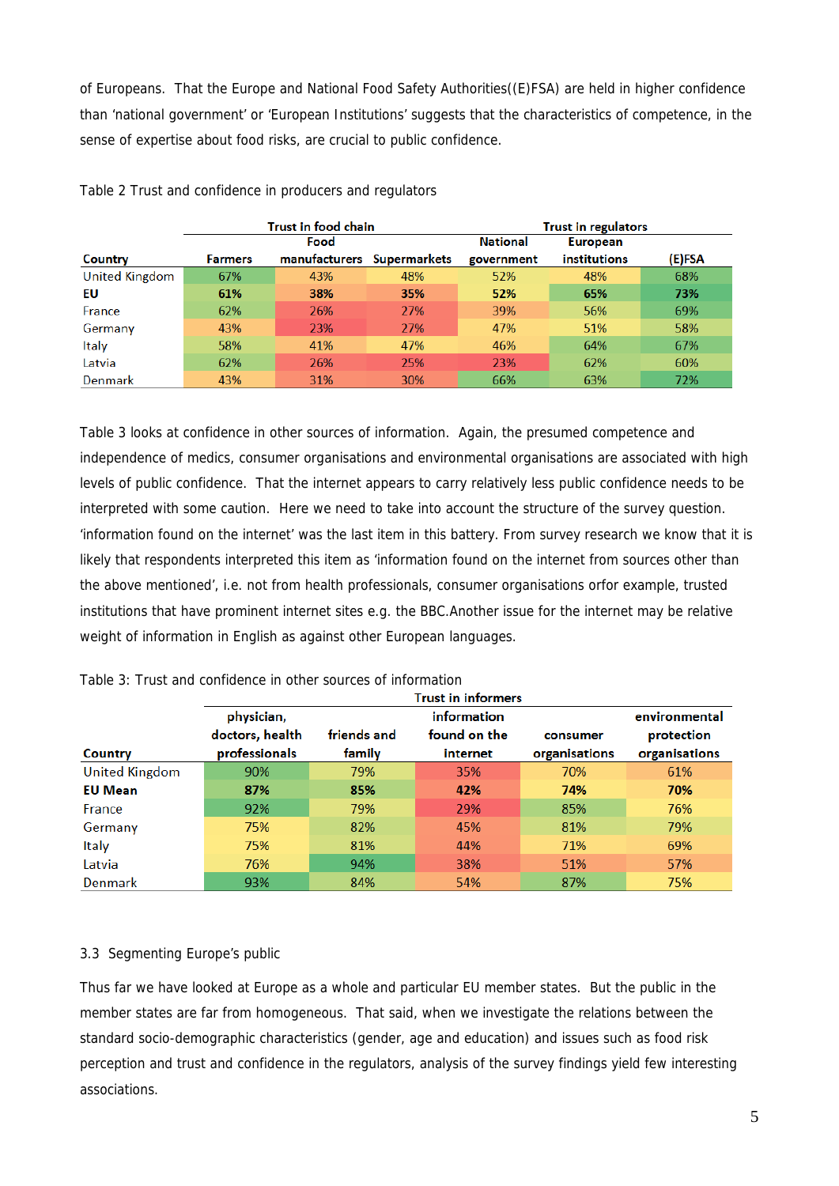of Europeans. That the Europe and National Food Safety Authorities((E)FSA) are held in higher confidence than 'national government' or 'European Institutions' suggests that the characteristics of competence, in the sense of expertise about food risks, are crucial to public confidence.

Table 2 Trust and confidence in producers and regulators

| | Trust in food chain | | | Trust in regulators | | |
|---|---|---|---|---|---|---|
| **Country** | **Farmers** | **Food manufacturers** | **Supermarkets** | **National government** | **European institutions** | **(E)FSA** |
| United Kingdom | 67% | 43% | 48% | 52% | 48% | 68% |
| **EU** | **61%** | **38%** | **35%** | **52%** | **65%** | **73%** |
| France | 62% | 26% | 27% | 39% | 56% | 69% |
| Germany | 43% | 23% | 27% | 47% | 51% | 58% |
| Italy | 58% | 41% | 47% | 46% | 64% | 67% |
| Latvia | 62% | 26% | 25% | 23% | 62% | 60% |
| Denmark | 43% | 31% | 30% | 66% | 63% | 72% |

Table 3 looks at confidence in other sources of information. Again, the presumed competence and independence of medics, consumer organisations and environmental organisations are associated with high levels of public confidence. That the internet appears to carry relatively less public confidence needs to be interpreted with some caution. Here we need to take into account the structure of the survey question. 'information found on the internet' was the last item in this battery. From survey research we know that it is likely that respondents interpreted this item as 'information found on the internet from sources other than the above mentioned', i.e. not from health professionals, consumer organisations orfor example, trusted institutions that have prominent internet sites e.g. the BBC.Another issue for the internet may be relative weight of information in English as against other European languages.

Table 3: Trust and confidence in other sources of information

| | Trust in informers | | | | |
|---|---|---|---|---|---|
| **Country** | **physician, doctors, health professionals** | **friends and family** | **information found on the internet** | **consumer organisations** | **environmental protection organisations** |
| United Kingdom | 90% | 79% | 35% | 70% | 61% |
| **EU Mean** | **87%** | **85%** | **42%** | **74%** | **70%** |
| France | 92% | 79% | 29% | 85% | 76% |
| Germany | 75% | 82% | 45% | 81% | 79% |
| Italy | 75% | 81% | 44% | 71% | 69% |
| Latvia | 76% | 94% | 38% | 51% | 57% |
| Denmark | 93% | 84% | 54% | 87% | 75% |

## 3.3 Segmenting Europe's public

Thus far we have looked at Europe as a whole and particular EU member states. But the public in the member states are far from homogeneous. That said, when we investigate the relations between the standard socio-demographic characteristics (gender, age and education) and issues such as food risk perception and trust and confidence in the regulators, analysis of the survey findings yield few interesting associations.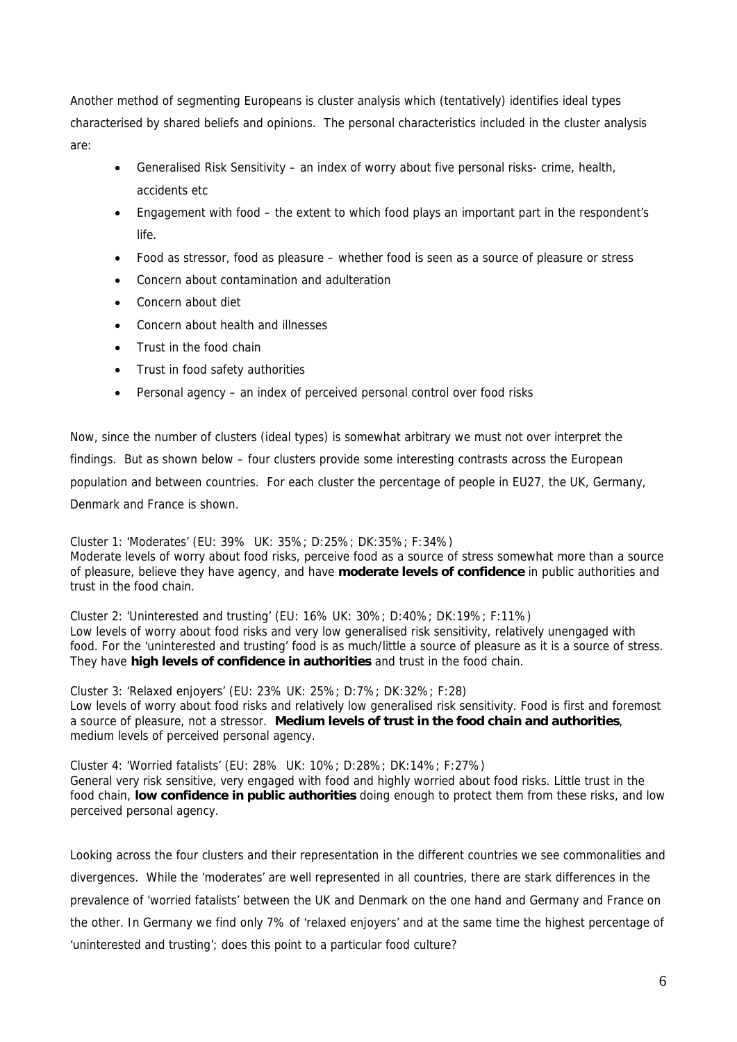Another method of segmenting Europeans is cluster analysis which (tentatively) identifies ideal types characterised by shared beliefs and opinions. The personal characteristics included in the cluster analysis are:

- Generalised Risk Sensitivity – an index of worry about five personal risks- crime, health, accidents etc
- Engagement with food – the extent to which food plays an important part in the respondent's life.
- Food as stressor, food as pleasure – whether food is seen as a source of pleasure or stress
- Concern about contamination and adulteration
- Concern about diet
- Concern about health and illnesses
- Trust in the food chain
- Trust in food safety authorities
- Personal agency – an index of perceived personal control over food risks

Now, since the number of clusters (ideal types) is somewhat arbitrary we must not over interpret the findings. But as shown below – four clusters provide some interesting contrasts across the European population and between countries. For each cluster the percentage of people in EU27, the UK, Germany, Denmark and France is shown.

Cluster 1: 'Moderates' (EU: 39% UK: 35%; D:25%; DK:35%; F:34%)
Moderate levels of worry about food risks, perceive food as a source of stress somewhat more than a source of pleasure, believe they have agency, and have **moderate levels of confidence** in public authorities and trust in the food chain.

Cluster 2: 'Uninterested and trusting' (EU: 16% UK: 30%; D:40%; DK:19%; F:11%)
Low levels of worry about food risks and very low generalised risk sensitivity, relatively unengaged with food. For the 'uninterested and trusting' food is as much/little a source of pleasure as it is a source of stress. They have **high levels of confidence in authorities** and trust in the food chain.

Cluster 3: 'Relaxed enjoyers' (EU: 23% UK: 25%; D:7%; DK:32%; F:28)
Low levels of worry about food risks and relatively low generalised risk sensitivity. Food is first and foremost a source of pleasure, not a stressor. **Medium levels of trust in the food chain and authorities**, medium levels of perceived personal agency.

Cluster 4: 'Worried fatalists' (EU: 28% UK: 10%; D:28%; DK:14%; F:27%)
General very risk sensitive, very engaged with food and highly worried about food risks. Little trust in the food chain, **low confidence in public authorities** doing enough to protect them from these risks, and low perceived personal agency.

Looking across the four clusters and their representation in the different countries we see commonalities and divergences. While the 'moderates' are well represented in all countries, there are stark differences in the prevalence of 'worried fatalists' between the UK and Denmark on the one hand and Germany and France on the other. In Germany we find only 7% of 'relaxed enjoyers' and at the same time the highest percentage of 'uninterested and trusting'; does this point to a particular food culture?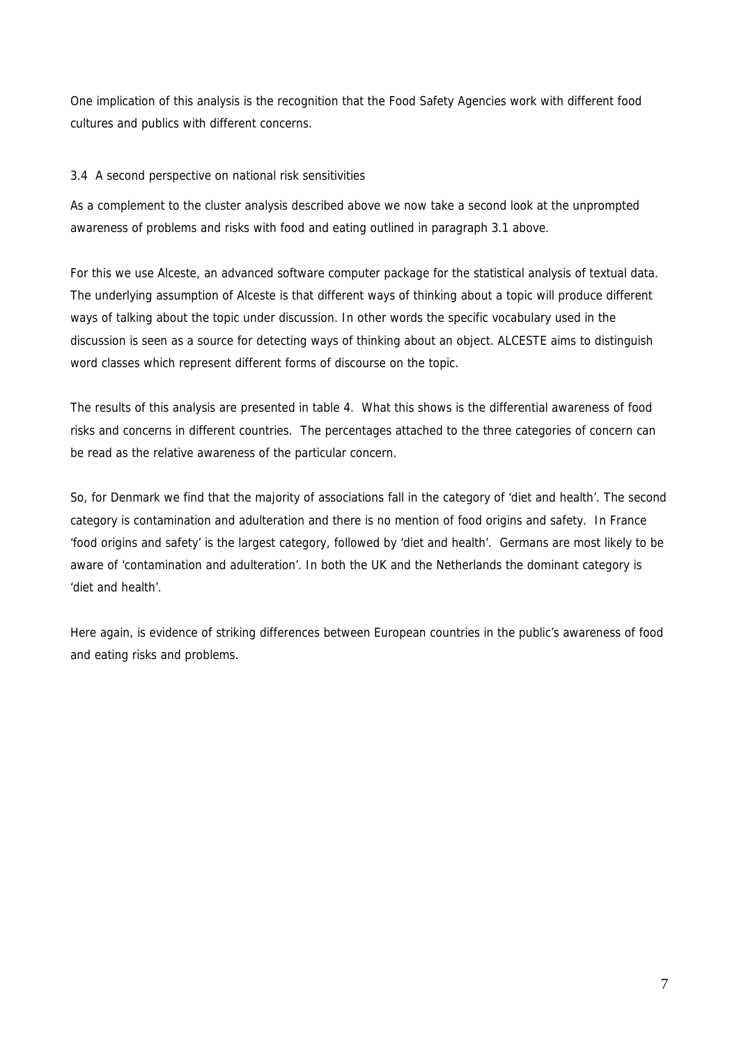One implication of this analysis is the recognition that the Food Safety Agencies work with different food cultures and publics with different concerns.

### 3.4 A second perspective on national risk sensitivities

As a complement to the cluster analysis described above we now take a second look at the unprompted awareness of problems and risks with food and eating outlined in paragraph 3.1 above.

For this we use Alceste, an advanced software computer package for the statistical analysis of textual data. The underlying assumption of Alceste is that different ways of thinking about a topic will produce different ways of talking about the topic under discussion. In other words the specific vocabulary used in the discussion is seen as a source for detecting ways of thinking about an object. ALCESTE aims to distinguish word classes which represent different forms of discourse on the topic.

The results of this analysis are presented in table 4. What this shows is the differential awareness of food risks and concerns in different countries. The percentages attached to the three categories of concern can be read as the relative awareness of the particular concern.

So, for Denmark we find that the majority of associations fall in the category of 'diet and health'. The second category is contamination and adulteration and there is no mention of food origins and safety. In France 'food origins and safety' is the largest category, followed by 'diet and health'. Germans are most likely to be aware of 'contamination and adulteration'. In both the UK and the Netherlands the dominant category is 'diet and health'.

Here again, is evidence of striking differences between European countries in the public's awareness of food and eating risks and problems.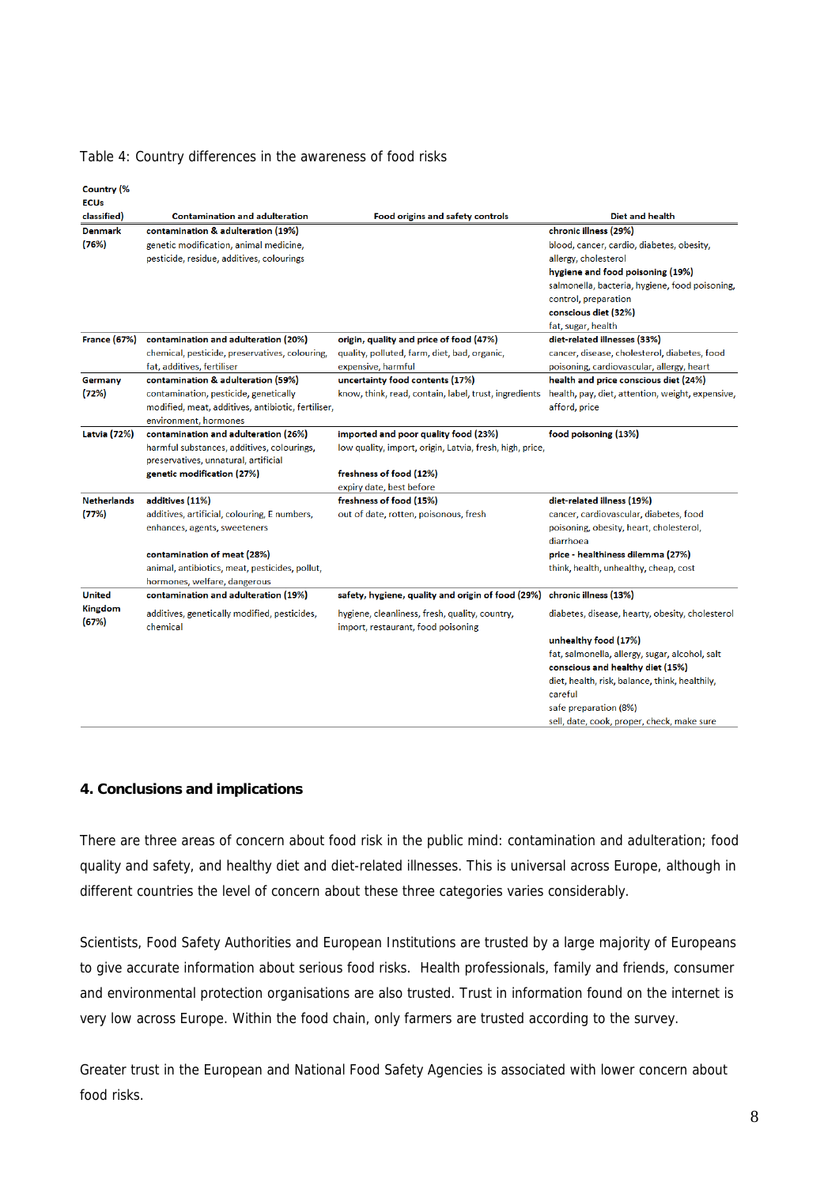Table 4: Country differences in the awareness of food risks

| Country (% ECUs classified) | Contamination and adulteration | Food origins and safety controls | Diet and health |
|---|---|---|---|
| Denmark (76%) | **contamination & adulteration (19%)** genetic modification, animal medicine, pesticide, residue, additives, colourings | | **chronic illness (29%)** blood, cancer, cardio, diabetes, obesity, allergy, cholesterol **hygiene and food poisoning (19%)** salmonella, bacteria, hygiene, food poisoning, control, preparation **conscious diet (32%)** fat, sugar, health |
| France (67%) | **contamination and adulteration (20%)** chemical, pesticide, preservatives, colouring, fat, additives, fertiliser | **origin, quality and price of food (47%)** quality, polluted, farm, diet, bad, organic, expensive, harmful | **diet-related illnesses (33%)** cancer, disease, cholesterol, diabetes, food poisoning, cardiovascular, allergy, heart |
| Germany (72%) | **contamination & adulteration (59%)** contamination, pesticide, genetically modified, meat, additives, antibiotic, fertiliser, environment, hormones | **uncertainty food contents (17%)** know, think, read, contain, label, trust, ingredients | **health and price conscious diet (24%)** health, pay, diet, attention, weight, expensive, afford, price |
| Latvia (72%) | **contamination and adulteration (26%)** harmful substances, additives, colourings, preservatives, unnatural, artificial **genetic modification (27%)** | **imported and poor quality food (23%)** low quality, import, origin, Latvia, fresh, high, price, **freshness of food (12%)** expiry date, best before | **food poisoning (13%)** |
| Netherlands (77%) | **additives (11%)** additives, artificial, colouring, E numbers, enhances, agents, sweeteners **contamination of meat (28%)** animal, antibiotics, meat, pesticides, pollut, hormones, welfare, dangerous | **freshness of food (15%)** out of date, rotten, poisonous, fresh | **diet-related illness (19%)** cancer, cardiovascular, diabetes, food poisoning, obesity, heart, cholesterol, diarrhoea **price - healthiness dilemma (27%)** think, health, unhealthy, cheap, cost |
| United Kingdom (67%) | **contamination and adulteration (19%)** additives, genetically modified, pesticides, chemical | **safety, hygiene, quality and origin of food (29%)** hygiene, cleanliness, fresh, quality, country, import, restaurant, food poisoning | **chronic illness (13%)** diabetes, disease, hearty, obesity, cholesterol **unhealthy food (17%)** fat, salmonella, allergy, sugar, alcohol, salt **conscious and healthy diet (15%)** diet, health, risk, balance, think, healthily, careful safe preparation (8%) sell, date, cook, proper, check, make sure |

## 4. Conclusions and implications

There are three areas of concern about food risk in the public mind: contamination and adulteration; food quality and safety, and healthy diet and diet-related illnesses. This is universal across Europe, although in different countries the level of concern about these three categories varies considerably.

Scientists, Food Safety Authorities and European Institutions are trusted by a large majority of Europeans to give accurate information about serious food risks. Health professionals, family and friends, consumer and environmental protection organisations are also trusted. Trust in information found on the internet is very low across Europe. Within the food chain, only farmers are trusted according to the survey.

Greater trust in the European and National Food Safety Agencies is associated with lower concern about food risks.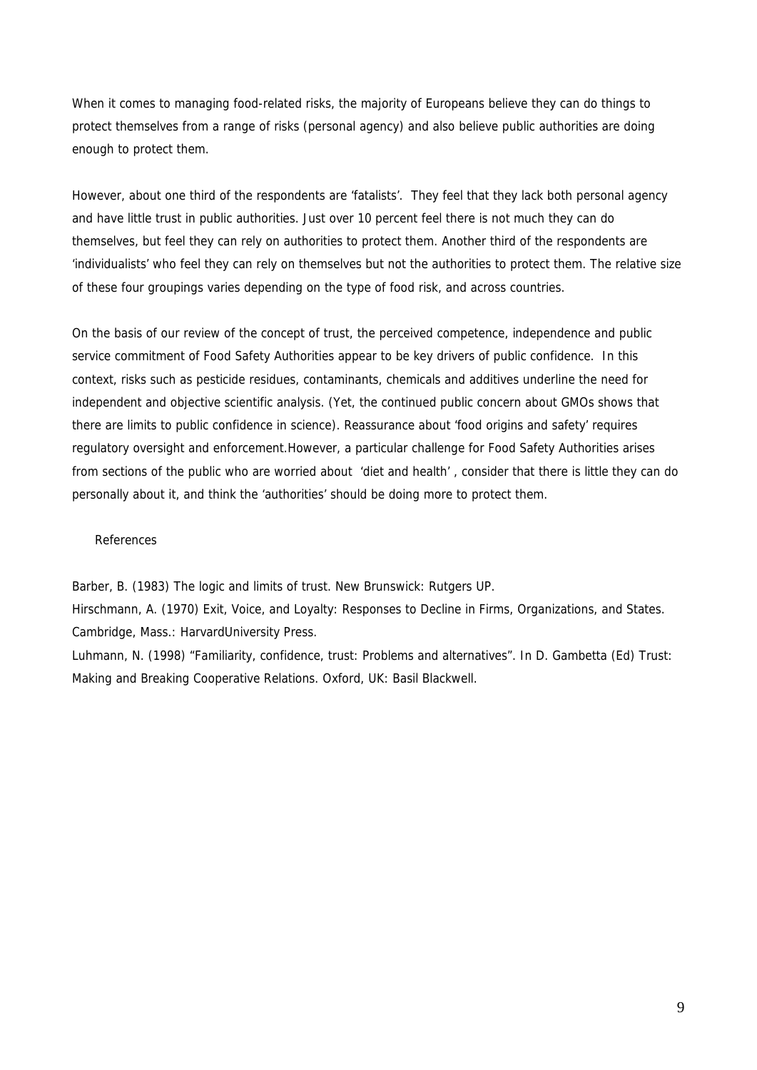When it comes to managing food-related risks, the majority of Europeans believe they can do things to protect themselves from a range of risks (personal agency) and also believe public authorities are doing enough to protect them.

However, about one third of the respondents are 'fatalists'. They feel that they lack both personal agency and have little trust in public authorities. Just over 10 percent feel there is not much they can do themselves, but feel they can rely on authorities to protect them. Another third of the respondents are 'individualists' who feel they can rely on themselves but not the authorities to protect them. The relative size of these four groupings varies depending on the type of food risk, and across countries.

On the basis of our review of the concept of trust, the perceived competence, independence and public service commitment of Food Safety Authorities appear to be key drivers of public confidence. In this context, risks such as pesticide residues, contaminants, chemicals and additives underline the need for independent and objective scientific analysis. (Yet, the continued public concern about GMOs shows that there are limits to public confidence in science). Reassurance about 'food origins and safety' requires regulatory oversight and enforcement.However, a particular challenge for Food Safety Authorities arises from sections of the public who are worried about 'diet and health', consider that there is little they can do personally about it, and think the 'authorities' should be doing more to protect them.

## References

Barber, B. (1983) The logic and limits of trust. New Brunswick: Rutgers UP.

Hirschmann, A. (1970) Exit, Voice, and Loyalty: Responses to Decline in Firms, Organizations, and States. Cambridge, Mass.: HarvardUniversity Press.

Luhmann, N. (1998) "Familiarity, confidence, trust: Problems and alternatives". In D. Gambetta (Ed) Trust: Making and Breaking Cooperative Relations. Oxford, UK: Basil Blackwell.